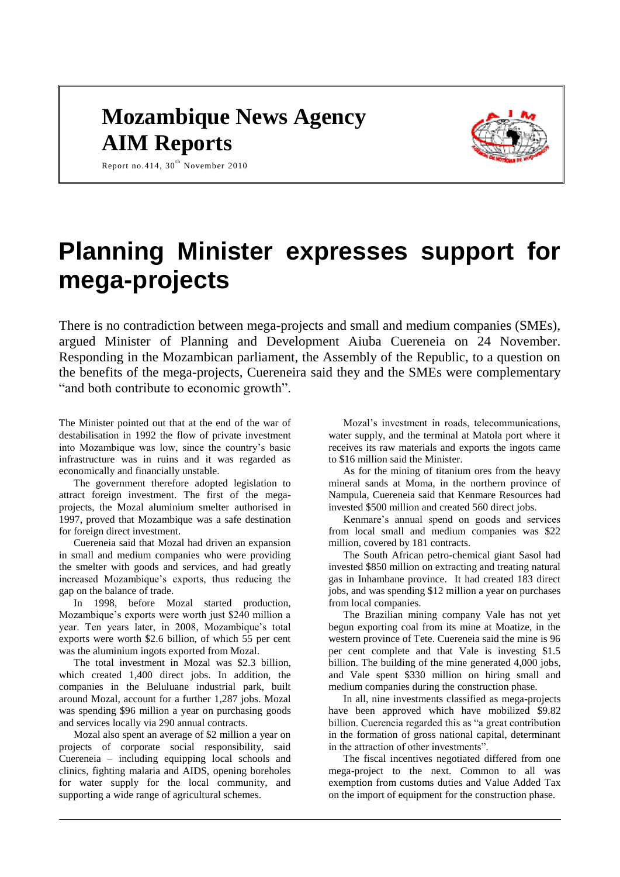# Mozambique News Agency
# AIM Reports

Report no.414, 30th November 2010

# Planning Minister expresses support for mega-projects

There is no contradiction between mega-projects and small and medium companies (SMEs), argued Minister of Planning and Development Aiuba Cuereneia on 24 November. Responding in the Mozambican parliament, the Assembly of the Republic, to a question on the benefits of the mega-projects, Cuereneira said they and the SMEs were complementary "and both contribute to economic growth".

The Minister pointed out that at the end of the war of destabilisation in 1992 the flow of private investment into Mozambique was low, since the country's basic infrastructure was in ruins and it was regarded as economically and financially unstable.

The government therefore adopted legislation to attract foreign investment. The first of the mega-projects, the Mozal aluminium smelter authorised in 1997, proved that Mozambique was a safe destination for foreign direct investment.

Cuereneia said that Mozal had driven an expansion in small and medium companies who were providing the smelter with goods and services, and had greatly increased Mozambique's exports, thus reducing the gap on the balance of trade.

In 1998, before Mozal started production, Mozambique's exports were worth just $240 million a year. Ten years later, in 2008, Mozambique's total exports were worth $2.6 billion, of which 55 per cent was the aluminium ingots exported from Mozal.

The total investment in Mozal was $2.3 billion, which created 1,400 direct jobs. In addition, the companies in the Beluluane industrial park, built around Mozal, account for a further 1,287 jobs. Mozal was spending $96 million a year on purchasing goods and services locally via 290 annual contracts.

Mozal also spent an average of $2 million a year on projects of corporate social responsibility, said Cuereneia – including equipping local schools and clinics, fighting malaria and AIDS, opening boreholes for water supply for the local community, and supporting a wide range of agricultural schemes.

Mozal's investment in roads, telecommunications, water supply, and the terminal at Matola port where it receives its raw materials and exports the ingots came to $16 million said the Minister.

As for the mining of titanium ores from the heavy mineral sands at Moma, in the northern province of Nampula, Cuereneia said that Kenmare Resources had invested $500 million and created 560 direct jobs.

Kenmare's annual spend on goods and services from local small and medium companies was $22 million, covered by 181 contracts.

The South African petro-chemical giant Sasol had invested $850 million on extracting and treating natural gas in Inhambane province. It had created 183 direct jobs, and was spending $12 million a year on purchases from local companies.

The Brazilian mining company Vale has not yet begun exporting coal from its mine at Moatize, in the western province of Tete. Cuereneia said the mine is 96 per cent complete and that Vale is investing $1.5 billion. The building of the mine generated 4,000 jobs, and Vale spent $330 million on hiring small and medium companies during the construction phase.

In all, nine investments classified as mega-projects have been approved which have mobilized $9.82 billion. Cuereneia regarded this as "a great contribution in the formation of gross national capital, determinant in the attraction of other investments".

The fiscal incentives negotiated differed from one mega-project to the next. Common to all was exemption from customs duties and Value Added Tax on the import of equipment for the construction phase.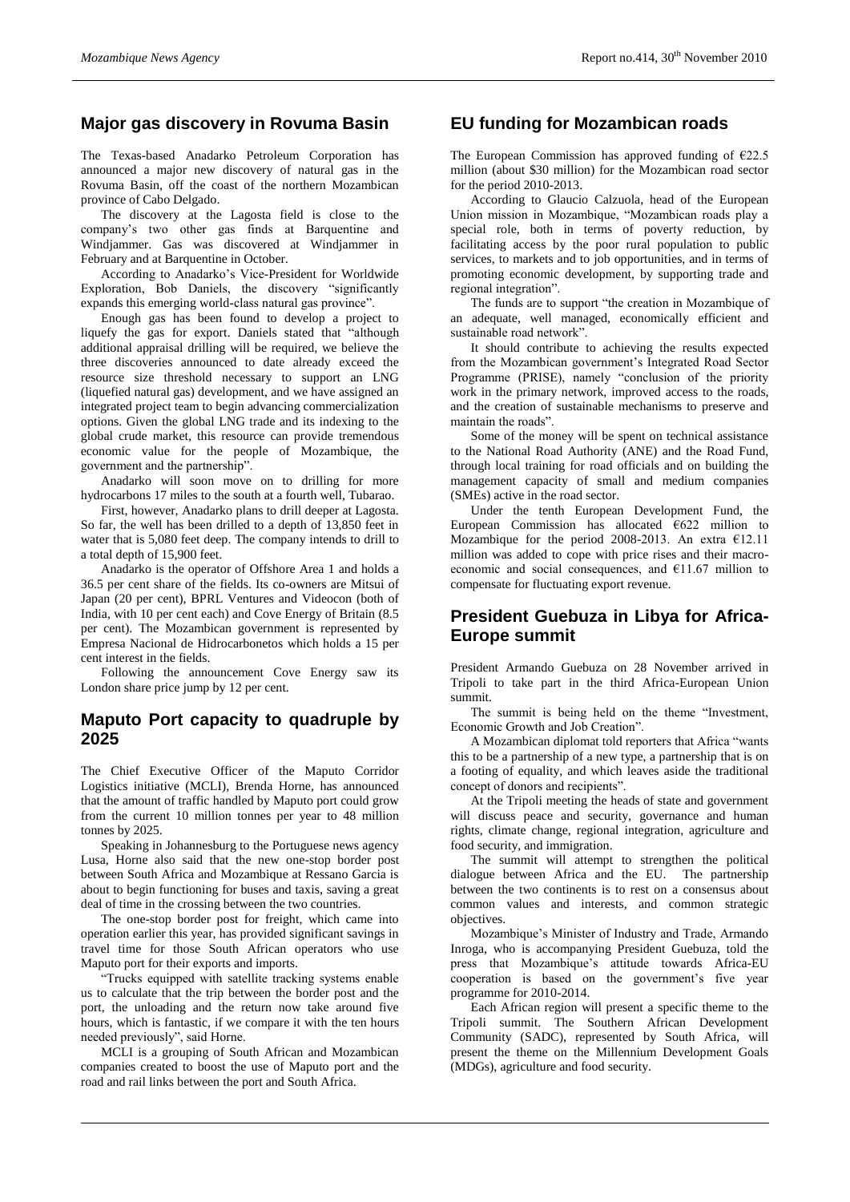## Major gas discovery in Rovuma Basin

The Texas-based Anadarko Petroleum Corporation has announced a major new discovery of natural gas in the Rovuma Basin, off the coast of the northern Mozambican province of Cabo Delgado.

The discovery at the Lagosta field is close to the company's two other gas finds at Barquentine and Windjammer. Gas was discovered at Windjammer in February and at Barquentine in October.

According to Anadarko's Vice-President for Worldwide Exploration, Bob Daniels, the discovery "significantly expands this emerging world-class natural gas province".

Enough gas has been found to develop a project to liquefy the gas for export. Daniels stated that "although additional appraisal drilling will be required, we believe the three discoveries announced to date already exceed the resource size threshold necessary to support an LNG (liquefied natural gas) development, and we have assigned an integrated project team to begin advancing commercialization options. Given the global LNG trade and its indexing to the global crude market, this resource can provide tremendous economic value for the people of Mozambique, the government and the partnership".

Anadarko will soon move on to drilling for more hydrocarbons 17 miles to the south at a fourth well, Tubarao.

First, however, Anadarko plans to drill deeper at Lagosta. So far, the well has been drilled to a depth of 13,850 feet in water that is 5,080 feet deep. The company intends to drill to a total depth of 15,900 feet.

Anadarko is the operator of Offshore Area 1 and holds a 36.5 per cent share of the fields. Its co-owners are Mitsui of Japan (20 per cent), BPRL Ventures and Videocon (both of India, with 10 per cent each) and Cove Energy of Britain (8.5 per cent). The Mozambican government is represented by Empresa Nacional de Hidrocarbonetos which holds a 15 per cent interest in the fields.

Following the announcement Cove Energy saw its London share price jump by 12 per cent.

## Maputo Port capacity to quadruple by 2025

The Chief Executive Officer of the Maputo Corridor Logistics initiative (MCLI), Brenda Horne, has announced that the amount of traffic handled by Maputo port could grow from the current 10 million tonnes per year to 48 million tonnes by 2025.

Speaking in Johannesburg to the Portuguese news agency Lusa, Horne also said that the new one-stop border post between South Africa and Mozambique at Ressano Garcia is about to begin functioning for buses and taxis, saving a great deal of time in the crossing between the two countries.

The one-stop border post for freight, which came into operation earlier this year, has provided significant savings in travel time for those South African operators who use Maputo port for their exports and imports.

"Trucks equipped with satellite tracking systems enable us to calculate that the trip between the border post and the port, the unloading and the return now take around five hours, which is fantastic, if we compare it with the ten hours needed previously", said Horne.

MCLI is a grouping of South African and Mozambican companies created to boost the use of Maputo port and the road and rail links between the port and South Africa.

## EU funding for Mozambican roads

The European Commission has approved funding of €22.5 million (about $30 million) for the Mozambican road sector for the period 2010-2013.

According to Glaucio Calzuola, head of the European Union mission in Mozambique, "Mozambican roads play a special role, both in terms of poverty reduction, by facilitating access by the poor rural population to public services, to markets and to job opportunities, and in terms of promoting economic development, by supporting trade and regional integration".

The funds are to support "the creation in Mozambique of an adequate, well managed, economically efficient and sustainable road network".

It should contribute to achieving the results expected from the Mozambican government's Integrated Road Sector Programme (PRISE), namely "conclusion of the priority work in the primary network, improved access to the roads, and the creation of sustainable mechanisms to preserve and maintain the roads".

Some of the money will be spent on technical assistance to the National Road Authority (ANE) and the Road Fund, through local training for road officials and on building the management capacity of small and medium companies (SMEs) active in the road sector.

Under the tenth European Development Fund, the European Commission has allocated €622 million to Mozambique for the period 2008-2013. An extra €12.11 million was added to cope with price rises and their macro-economic and social consequences, and €11.67 million to compensate for fluctuating export revenue.

## President Guebuza in Libya for Africa-Europe summit

President Armando Guebuza on 28 November arrived in Tripoli to take part in the third Africa-European Union summit.

The summit is being held on the theme "Investment, Economic Growth and Job Creation".

A Mozambican diplomat told reporters that Africa "wants this to be a partnership of a new type, a partnership that is on a footing of equality, and which leaves aside the traditional concept of donors and recipients".

At the Tripoli meeting the heads of state and government will discuss peace and security, governance and human rights, climate change, regional integration, agriculture and food security, and immigration.

The summit will attempt to strengthen the political dialogue between Africa and the EU. The partnership between the two continents is to rest on a consensus about common values and interests, and common strategic objectives.

Mozambique's Minister of Industry and Trade, Armando Inroga, who is accompanying President Guebuza, told the press that Mozambique's attitude towards Africa-EU cooperation is based on the government's five year programme for 2010-2014.

Each African region will present a specific theme to the Tripoli summit. The Southern African Development Community (SADC), represented by South Africa, will present the theme on the Millennium Development Goals (MDGs), agriculture and food security.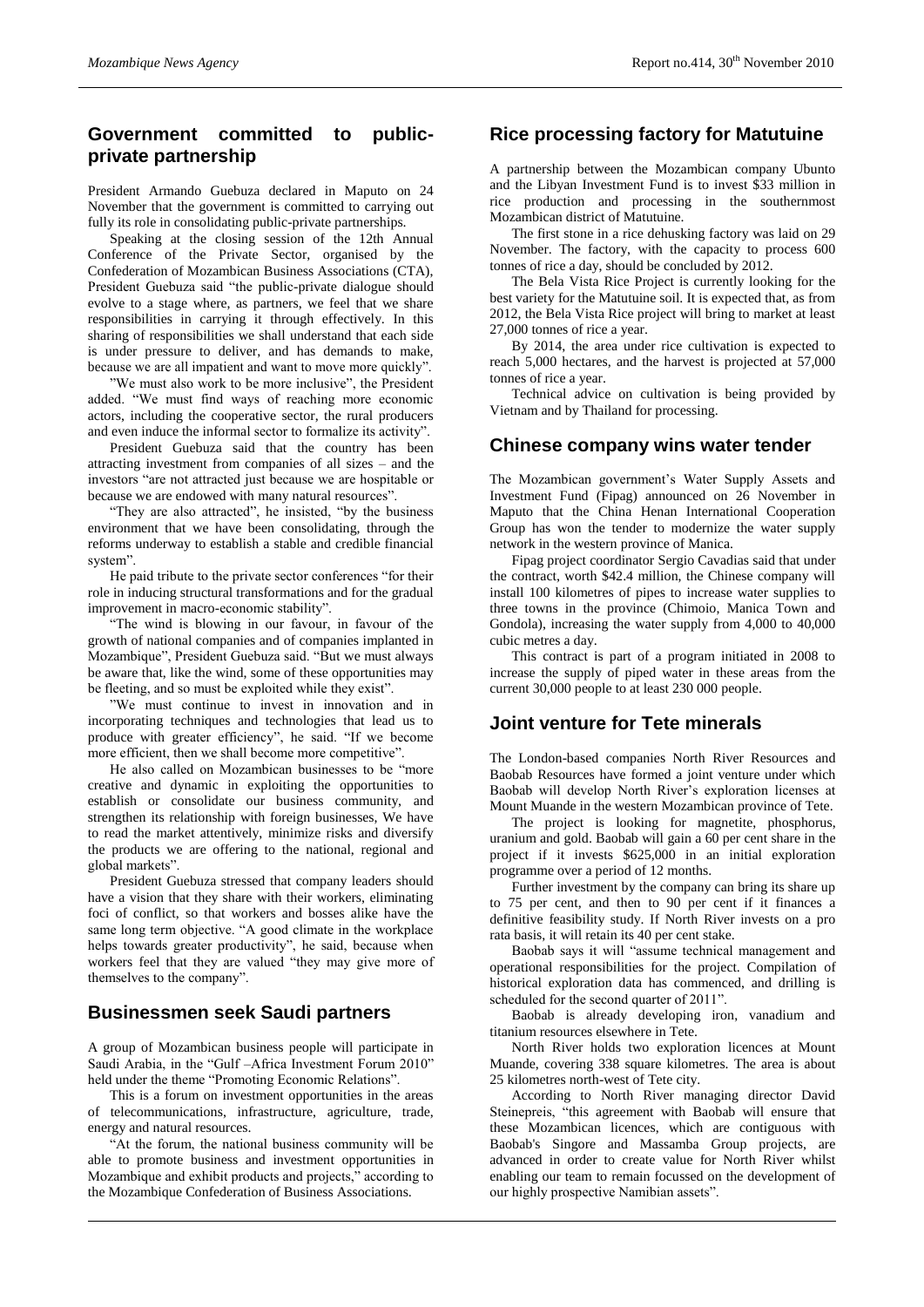## Government committed to public-private partnership

President Armando Guebuza declared in Maputo on 24 November that the government is committed to carrying out fully its role in consolidating public-private partnerships.

Speaking at the closing session of the 12th Annual Conference of the Private Sector, organised by the Confederation of Mozambican Business Associations (CTA), President Guebuza said "the public-private dialogue should evolve to a stage where, as partners, we feel that we share responsibilities in carrying it through effectively. In this sharing of responsibilities we shall understand that each side is under pressure to deliver, and has demands to make, because we are all impatient and want to move more quickly".

"We must also work to be more inclusive", the President added. "We must find ways of reaching more economic actors, including the cooperative sector, the rural producers and even induce the informal sector to formalize its activity".

President Guebuza said that the country has been attracting investment from companies of all sizes – and the investors "are not attracted just because we are hospitable or because we are endowed with many natural resources".

"They are also attracted", he insisted, "by the business environment that we have been consolidating, through the reforms underway to establish a stable and credible financial system".

He paid tribute to the private sector conferences "for their role in inducing structural transformations and for the gradual improvement in macro-economic stability".

"The wind is blowing in our favour, in favour of the growth of national companies and of companies implanted in Mozambique", President Guebuza said. "But we must always be aware that, like the wind, some of these opportunities may be fleeting, and so must be exploited while they exist".

"We must continue to invest in innovation and in incorporating techniques and technologies that lead us to produce with greater efficiency", he said. "If we become more efficient, then we shall become more competitive".

He also called on Mozambican businesses to be "more creative and dynamic in exploiting the opportunities to establish or consolidate our business community, and strengthen its relationship with foreign businesses, We have to read the market attentively, minimize risks and diversify the products we are offering to the national, regional and global markets".

President Guebuza stressed that company leaders should have a vision that they share with their workers, eliminating foci of conflict, so that workers and bosses alike have the same long term objective. "A good climate in the workplace helps towards greater productivity", he said, because when workers feel that they are valued "they may give more of themselves to the company".

## Businessmen seek Saudi partners

A group of Mozambican business people will participate in Saudi Arabia, in the "Gulf –Africa Investment Forum 2010" held under the theme "Promoting Economic Relations".

This is a forum on investment opportunities in the areas of telecommunications, infrastructure, agriculture, trade, energy and natural resources.

"At the forum, the national business community will be able to promote business and investment opportunities in Mozambique and exhibit products and projects," according to the Mozambique Confederation of Business Associations.

## Rice processing factory for Matutuine

A partnership between the Mozambican company Ubunto and the Libyan Investment Fund is to invest $33 million in rice production and processing in the southernmost Mozambican district of Matutuine.

The first stone in a rice dehusking factory was laid on 29 November. The factory, with the capacity to process 600 tonnes of rice a day, should be concluded by 2012.

The Bela Vista Rice Project is currently looking for the best variety for the Matutuine soil. It is expected that, as from 2012, the Bela Vista Rice project will bring to market at least 27,000 tonnes of rice a year.

By 2014, the area under rice cultivation is expected to reach 5,000 hectares, and the harvest is projected at 57,000 tonnes of rice a year.

Technical advice on cultivation is being provided by Vietnam and by Thailand for processing.

## Chinese company wins water tender

The Mozambican government's Water Supply Assets and Investment Fund (Fipag) announced on 26 November in Maputo that the China Henan International Cooperation Group has won the tender to modernize the water supply network in the western province of Manica.

Fipag project coordinator Sergio Cavadias said that under the contract, worth $42.4 million, the Chinese company will install 100 kilometres of pipes to increase water supplies to three towns in the province (Chimoio, Manica Town and Gondola), increasing the water supply from 4,000 to 40,000 cubic metres a day.

This contract is part of a program initiated in 2008 to increase the supply of piped water in these areas from the current 30,000 people to at least 230 000 people.

## Joint venture for Tete minerals

The London-based companies North River Resources and Baobab Resources have formed a joint venture under which Baobab will develop North River's exploration licenses at Mount Muande in the western Mozambican province of Tete.

The project is looking for magnetite, phosphorus, uranium and gold. Baobab will gain a 60 per cent share in the project if it invests $625,000 in an initial exploration programme over a period of 12 months.

Further investment by the company can bring its share up to 75 per cent, and then to 90 per cent if it finances a definitive feasibility study. If North River invests on a pro rata basis, it will retain its 40 per cent stake.

Baobab says it will "assume technical management and operational responsibilities for the project. Compilation of historical exploration data has commenced, and drilling is scheduled for the second quarter of 2011".

Baobab is already developing iron, vanadium and titanium resources elsewhere in Tete.

North River holds two exploration licences at Mount Muande, covering 338 square kilometres. The area is about 25 kilometres north-west of Tete city.

According to North River managing director David Steinepreis, "this agreement with Baobab will ensure that these Mozambican licences, which are contiguous with Baobab's Singore and Massamba Group projects, are advanced in order to create value for North River whilst enabling our team to remain focussed on the development of our highly prospective Namibian assets".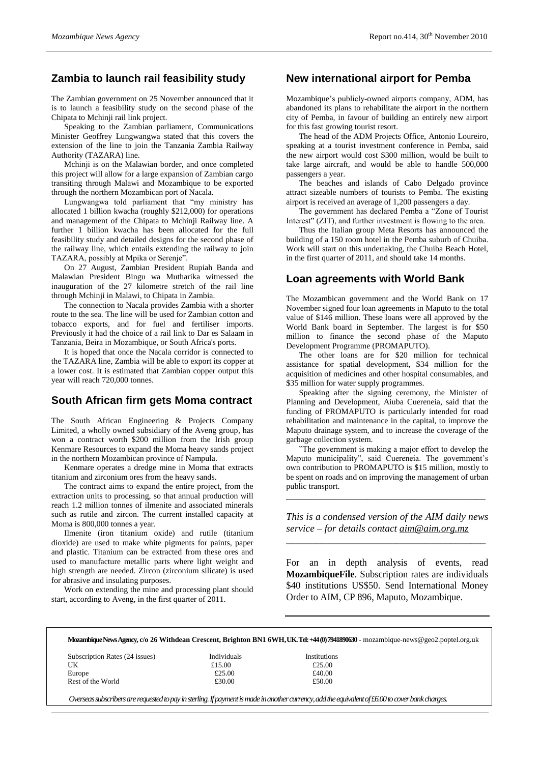## Zambia to launch rail feasibility study

The Zambian government on 25 November announced that it is to launch a feasibility study on the second phase of the Chipata to Mchinji rail link project.

Speaking to the Zambian parliament, Communications Minister Geoffrey Lungwangwa stated that this covers the extension of the line to join the Tanzania Zambia Railway Authority (TAZARA) line.

Mchinji is on the Malawian border, and once completed this project will allow for a large expansion of Zambian cargo transiting through Malawi and Mozambique to be exported through the northern Mozambican port of Nacala.

Lungwangwa told parliament that "my ministry has allocated 1 billion kwacha (roughly $212,000) for operations and management of the Chipata to Mchinji Railway line. A further 1 billion kwacha has been allocated for the full feasibility study and detailed designs for the second phase of the railway line, which entails extending the railway to join TAZARA, possibly at Mpika or Serenje".

On 27 August, Zambian President Rupiah Banda and Malawian President Bingu wa Mutharika witnessed the inauguration of the 27 kilometre stretch of the rail line through Mchinji in Malawi, to Chipata in Zambia.

The connection to Nacala provides Zambia with a shorter route to the sea. The line will be used for Zambian cotton and tobacco exports, and for fuel and fertiliser imports. Previously it had the choice of a rail link to Dar es Salaam in Tanzania, Beira in Mozambique, or South Africa's ports.

It is hoped that once the Nacala corridor is connected to the TAZARA line, Zambia will be able to export its copper at a lower cost. It is estimated that Zambian copper output this year will reach 720,000 tonnes.

## South African firm gets Moma contract

The South African Engineering & Projects Company Limited, a wholly owned subsidiary of the Aveng group, has won a contract worth $200 million from the Irish group Kenmare Resources to expand the Moma heavy sands project in the northern Mozambican province of Nampula.

Kenmare operates a dredge mine in Moma that extracts titanium and zirconium ores from the heavy sands.

The contract aims to expand the entire project, from the extraction units to processing, so that annual production will reach 1.2 million tonnes of ilmenite and associated minerals such as rutile and zircon. The current installed capacity at Moma is 800,000 tonnes a year.

Ilmenite (iron titanium oxide) and rutile (titanium dioxide) are used to make white pigments for paints, paper and plastic. Titanium can be extracted from these ores and used to manufacture metallic parts where light weight and high strength are needed. Zircon (zirconium silicate) is used for abrasive and insulating purposes.

Work on extending the mine and processing plant should start, according to Aveng, in the first quarter of 2011.

## New international airport for Pemba

Mozambique's publicly-owned airports company, ADM, has abandoned its plans to rehabilitate the airport in the northern city of Pemba, in favour of building an entirely new airport for this fast growing tourist resort.

The head of the ADM Projects Office, Antonio Loureiro, speaking at a tourist investment conference in Pemba, said the new airport would cost $300 million, would be built to take large aircraft, and would be able to handle 500,000 passengers a year.

The beaches and islands of Cabo Delgado province attract sizeable numbers of tourists to Pemba. The existing airport is received an average of 1,200 passengers a day.

The government has declared Pemba a "Zone of Tourist Interest" (ZIT), and further investment is flowing to the area.

Thus the Italian group Meta Resorts has announced the building of a 150 room hotel in the Pemba suburb of Chuiba. Work will start on this undertaking, the Chuiba Beach Hotel, in the first quarter of 2011, and should take 14 months.

## Loan agreements with World Bank

The Mozambican government and the World Bank on 17 November signed four loan agreements in Maputo to the total value of $146 million. These loans were all approved by the World Bank board in September. The largest is for $50 million to finance the second phase of the Maputo Development Programme (PROMAPUTO).

The other loans are for $20 million for technical assistance for spatial development, $34 million for the acquisition of medicines and other hospital consumables, and $35 million for water supply programmes.

Speaking after the signing ceremony, the Minister of Planning and Development, Aiuba Cuereneia, said that the funding of PROMAPUTO is particularly intended for road rehabilitation and maintenance in the capital, to improve the Maputo drainage system, and to increase the coverage of the garbage collection system.

"The government is making a major effort to develop the Maputo municipality", said Cuereneia. The government's own contribution to PROMAPUTO is $15 million, mostly to be spent on roads and on improving the management of urban public transport.

---

*This is a condensed version of the AIM daily news service – for details contact aim@aim.org.mz*

---

For an in depth analysis of events, read **MozambiqueFile**. Subscription rates are individuals $40 institutions US$50. Send International Money Order to AIM, CP 896, Maputo, Mozambique.

---

**Mozambique News Agency, c/o 26 Withdean Crescent, Brighton BN1 6WH, UK. Tel: +44 (0) 7941890630 -** mozambique-news@geo2.poptel.org.uk

| Subscription Rates (24 issues) | Individuals | Institutions |
|---|---|---|
| UK | £15.00 | £25.00 |
| Europe | £25.00 | £40.00 |
| Rest of the World | £30.00 | £50.00 |

*Overseas subscribers are requested to pay in sterling. If payment is made in another currency, add the equivalent of £6.00 to cover bank charges.*